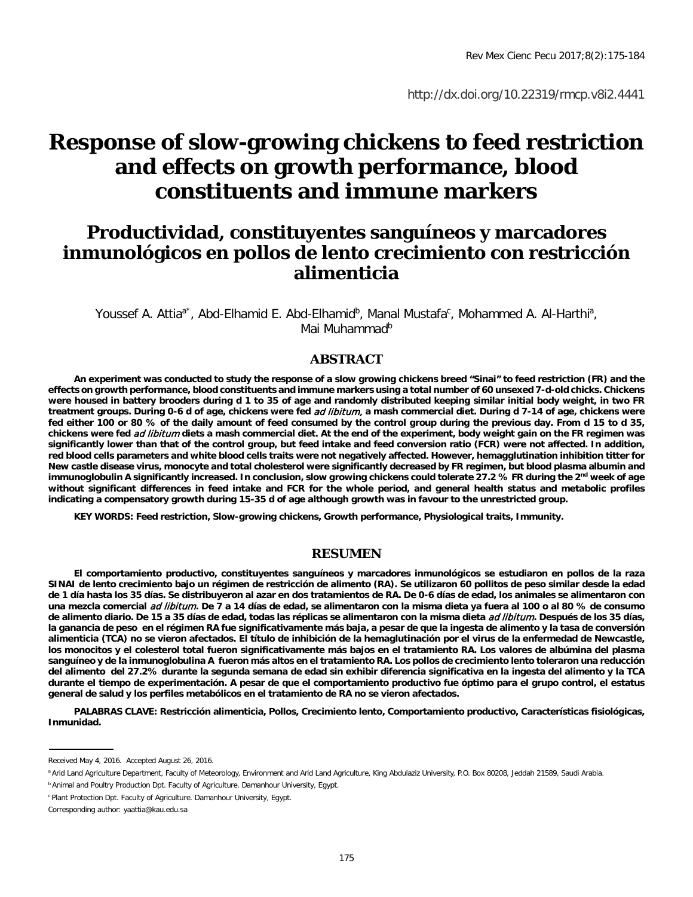http://dx.doi.org/10.22319/rmcp.v8i2.4441

# Response of slow-growing chickens to feed restriction and effects on growth performance, blood constituents and immune markers

# Productividad, constituyentes sanguíneos y marcadores inmunológicos en pollos de lento crecimiento con restricción alimenticia

Youssef A. Attia[a*], Abd-Elhamid E. Abd-Elhamid[b], Manal Mustafa[c], Mohammed A. Al-Harthi[a], Mai Muhammad[b]

## ABSTRACT

**An experiment was conducted to study the response of a slow growing chickens breed "Sinai" to feed restriction (FR) and the effects on growth performance, blood constituents and immune markers using a total number of 60 unsexed 7-d-old chicks. Chickens were housed in battery brooders during d 1 to 35 of age and randomly distributed keeping similar initial body weight, in two FR treatment groups. During 0-6 d of age, chickens were fed *ad libitum,* a mash commercial diet. During d 7-14 of age, chickens were fed either 100 or 80 % of the daily amount of feed consumed by the control group during the previous day. From d 15 to d 35, chickens were fed *ad libitum* diets a mash commercial diet. At the end of the experiment, body weight gain on the FR regimen was significantly lower than that of the control group, but feed intake and feed conversion ratio (FCR) were not affected. In addition, red blood cells parameters and white blood cells traits were not negatively affected. However, hemagglutination inhibition titter for New castle disease virus, monocyte and total cholesterol were significantly decreased by FR regimen, but blood plasma albumin and immunoglobulin A significantly increased. In conclusion, slow growing chickens could tolerate 27.2 % FR during the 2nd week of age without significant differences in feed intake and FCR for the whole period, and general health status and metabolic profiles indicating a compensatory growth during 15-35 d of age although growth was in favour to the unrestricted group.**

**KEY WORDS: Feed restriction, Slow-growing chickens, Growth performance, Physiological traits, Immunity.**

## RESUMEN

**El comportamiento productivo, constituyentes sanguíneos y marcadores inmunológicos se estudiaron en pollos de la raza SINAI de lento crecimiento bajo un régimen de restricción de alimento (RA). Se utilizaron 60 pollitos de peso similar desde la edad de 1 día hasta los 35 días. Se distribuyeron al azar en dos tratamientos de RA. De 0-6 días de edad, los animales se alimentaron con una mezcla comercial *ad libitum*. De 7 a 14 días de edad, se alimentaron con la misma dieta ya fuera al 100 o al 80 % de consumo de alimento diario. De 15 a 35 días de edad, todas las réplicas se alimentaron con la misma dieta *ad libitum*. Después de los 35 días, la ganancia de peso en el régimen RA fue significativamente más baja, a pesar de que la ingesta de alimento y la tasa de conversión alimenticia (TCA) no se vieron afectados. El título de inhibición de la hemaglutinación por el virus de la enfermedad de Newcastle, los monocitos y el colesterol total fueron significativamente más bajos en el tratamiento RA. Los valores de albúmina del plasma sanguíneo y de la inmunoglobulina A fueron más altos en el tratamiento RA. Los pollos de crecimiento lento toleraron una reducción del alimento del 27.2% durante la segunda semana de edad sin exhibir diferencia significativa en la ingesta del alimento y la TCA durante el tiempo de experimentación. A pesar de que el comportamiento productivo fue óptimo para el grupo control, el estatus general de salud y los perfiles metabólicos en el tratamiento de RA no se vieron afectados.**

**PALABRAS CLAVE: Restricción alimenticia, Pollos, Crecimiento lento, Comportamiento productivo, Características fisiológicas, Inmunidad.**

---

Received May 4, 2016. Accepted August 26, 2016.

[a] Arid Land Agriculture Department, Faculty of Meteorology, Environment and Arid Land Agriculture, King Abdulaziz University, P.O. Box 80208, Jeddah 21589, Saudi Arabia.

[b] Animal and Poultry Production Dpt. Faculty of Agriculture. Damanhour University, Egypt.

[c] Plant Protection Dpt. Faculty of Agriculture. Damanhour University, Egypt.

Corresponding author: yaattia@kau.edu.sa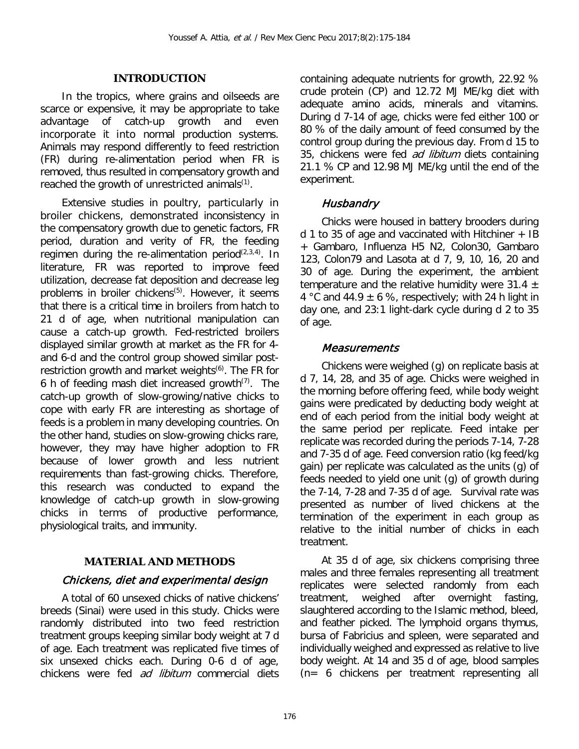## INTRODUCTION

In the tropics, where grains and oilseeds are scarce or expensive, it may be appropriate to take advantage of catch-up growth and even incorporate it into normal production systems. Animals may respond differently to feed restriction (FR) during re-alimentation period when FR is removed, thus resulted in compensatory growth and reached the growth of unrestricted animals[1].

Extensive studies in poultry, particularly in broiler chickens, demonstrated inconsistency in the compensatory growth due to genetic factors, FR period, duration and verity of FR, the feeding regimen during the re-alimentation period[2,3,4]. In literature, FR was reported to improve feed utilization, decrease fat deposition and decrease leg problems in broiler chickens[5]. However, it seems that there is a critical time in broilers from hatch to 21 d of age, when nutritional manipulation can cause a catch-up growth. Fed-restricted broilers displayed similar growth at market as the FR for 4- and 6-d and the control group showed similar post-restriction growth and market weights[6]. The FR for 6 h of feeding mash diet increased growth[7]. The catch-up growth of slow-growing/native chicks to cope with early FR are interesting as shortage of feeds is a problem in many developing countries. On the other hand, studies on slow-growing chicks rare, however, they may have higher adoption to FR because of lower growth and less nutrient requirements than fast-growing chicks. Therefore, this research was conducted to expand the knowledge of catch-up growth in slow-growing chicks in terms of productive performance, physiological traits, and immunity.

## MATERIAL AND METHODS

### Chickens, diet and experimental design

A total of 60 unsexed chicks of native chickens' breeds (Sinai) were used in this study. Chicks were randomly distributed into two feed restriction treatment groups keeping similar body weight at 7 d of age. Each treatment was replicated five times of six unsexed chicks each. During 0-6 d of age, chickens were fed *ad libitum* commercial diets containing adequate nutrients for growth, 22.92 % crude protein (CP) and 12.72 MJ ME/kg diet with adequate amino acids, minerals and vitamins. During d 7-14 of age, chicks were fed either 100 or 80 % of the daily amount of feed consumed by the control group during the previous day. From d 15 to 35, chickens were fed *ad libitum* diets containing 21.1 % CP and 12.98 MJ ME/kg until the end of the experiment.

### Husbandry

Chicks were housed in battery brooders during d 1 to 35 of age and vaccinated with Hitchiner + IB + Gambaro, Influenza H5 N2, Colon30, Gambaro 123, Colon79 and Lasota at d 7, 9, 10, 16, 20 and 30 of age. During the experiment, the ambient temperature and the relative humidity were 31.4 ± 4 °C and 44.9 ± 6 %, respectively; with 24 h light in day one, and 23:1 light-dark cycle during d 2 to 35 of age.

### Measurements

Chickens were weighed (g) on replicate basis at d 7, 14, 28, and 35 of age. Chicks were weighed in the morning before offering feed, while body weight gains were predicated by deducting body weight at end of each period from the initial body weight at the same period per replicate. Feed intake per replicate was recorded during the periods 7-14, 7-28 and 7-35 d of age. Feed conversion ratio (kg feed/kg gain) per replicate was calculated as the units (g) of feeds needed to yield one unit (g) of growth during the 7-14, 7-28 and 7-35 d of age. Survival rate was presented as number of lived chickens at the termination of the experiment in each group as relative to the initial number of chicks in each treatment.

At 35 d of age, six chickens comprising three males and three females representing all treatment replicates were selected randomly from each treatment, weighed after overnight fasting, slaughtered according to the Islamic method, bleed, and feather picked. The lymphoid organs thymus, bursa of Fabricius and spleen, were separated and individually weighed and expressed as relative to live body weight. At 14 and 35 d of age, blood samples (n= 6 chickens per treatment representing all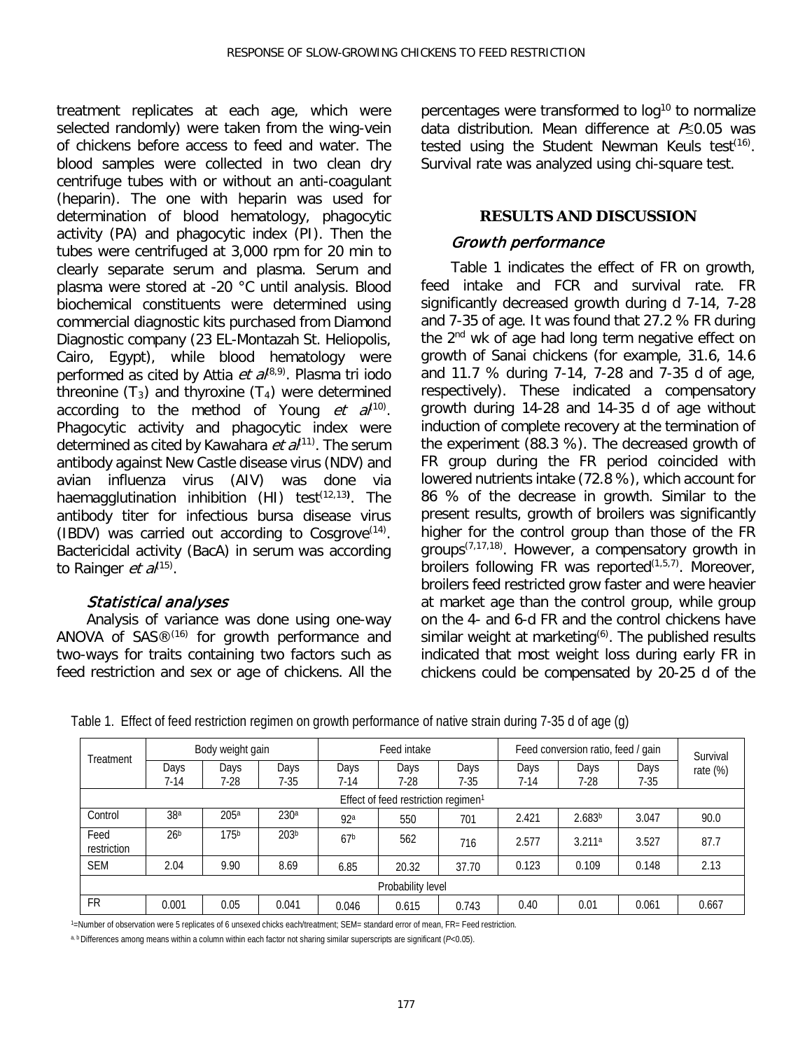treatment replicates at each age, which were selected randomly) were taken from the wing-vein of chickens before access to feed and water. The blood samples were collected in two clean dry centrifuge tubes with or without an anti-coagulant (heparin). The one with heparin was used for determination of blood hematology, phagocytic activity (PA) and phagocytic index (PI). Then the tubes were centrifuged at 3,000 rpm for 20 min to clearly separate serum and plasma. Serum and plasma were stored at -20 °C until analysis. Blood biochemical constituents were determined using commercial diagnostic kits purchased from Diamond Diagnostic company (23 EL-Montazah St. Heliopolis, Cairo, Egypt), while blood hematology were performed as cited by Attia *et al*[8,9]. Plasma tri iodo threonine ($T_3$) and thyroxine ($T_4$) were determined according to the method of Young *et al*[10]. Phagocytic activity and phagocytic index were determined as cited by Kawahara *et al*[11]. The serum antibody against New Castle disease virus (NDV) and avian influenza virus (AIV) was done via haemagglutination inhibition (HI) test[12,13]. The antibody titer for infectious bursa disease virus (IBDV) was carried out according to Cosgrove[14]. Bactericidal activity (BacA) in serum was according to Rainger *et al*[15].

### *Statistical analyses*

Analysis of variance was done using one-way ANOVA of SAS®[16] for growth performance and two-ways for traits containing two factors such as feed restriction and sex or age of chickens. All the percentages were transformed to $\log^{10}$ to normalize data distribution. Mean difference at $P \leq 0.05$ was tested using the Student Newman Keuls test[16]. Survival rate was analyzed using chi-square test.

## RESULTS AND DISCUSSION

### *Growth performance*

Table 1 indicates the effect of FR on growth, feed intake and FCR and survival rate. FR significantly decreased growth during d 7-14, 7-28 and 7-35 of age. It was found that 27.2 % FR during the 2nd wk of age had long term negative effect on growth of Sanai chickens (for example, 31.6, 14.6 and 11.7 % during 7-14, 7-28 and 7-35 d of age, respectively). These indicated a compensatory growth during 14-28 and 14-35 d of age without induction of complete recovery at the termination of the experiment (88.3 %). The decreased growth of FR group during the FR period coincided with lowered nutrients intake (72.8 %), which account for 86 % of the decrease in growth. Similar to the present results, growth of broilers was significantly higher for the control group than those of the FR groups[7,17,18]. However, a compensatory growth in broilers following FR was reported[1,5,7]. Moreover, broilers feed restricted grow faster and were heavier at market age than the control group, while group on the 4- and 6-d FR and the control chickens have similar weight at marketing[6]. The published results indicated that most weight loss during early FR in chickens could be compensated by 20-25 d of the

Table 1. Effect of feed restriction regimen on growth performance of native strain during 7-35 d of age (g)

| Treatment | Body weight gain | | | Feed intake | | | Feed conversion ratio, feed / gain | | | Survival rate (%) |
|---|---|---|---|---|---|---|---|---|---|---|
| | Days 7-14 | Days 7-28 | Days 7-35 | Days 7-14 | Days 7-28 | Days 7-35 | Days 7-14 | Days 7-28 | Days 7-35 | |
| Effect of feed restriction regimen[1] | | | | | | | | | | |
| Control | 38[a] | 205[a] | 230[a] | 92[a] | 550 | 701 | 2.421 | 2.683[b] | 3.047 | 90.0 |
| Feed restriction | 26[b] | 175[b] | 203[b] | 67[b] | 562 | 716 | 2.577 | 3.211[a] | 3.527 | 87.7 |
| SEM | 2.04 | 9.90 | 8.69 | 6.85 | 20.32 | 37.70 | 0.123 | 0.109 | 0.148 | 2.13 |
| Probability level | | | | | | | | | | |
| FR | 0.001 | 0.05 | 0.041 | 0.046 | 0.615 | 0.743 | 0.40 | 0.01 | 0.061 | 0.667 |

[1]=Number of observation were 5 replicates of 6 unsexed chicks each/treatment; SEM= standard error of mean, FR= Feed restriction.

[a, b] Differences among means within a column within each factor not sharing similar superscripts are significant ($P<0.05$).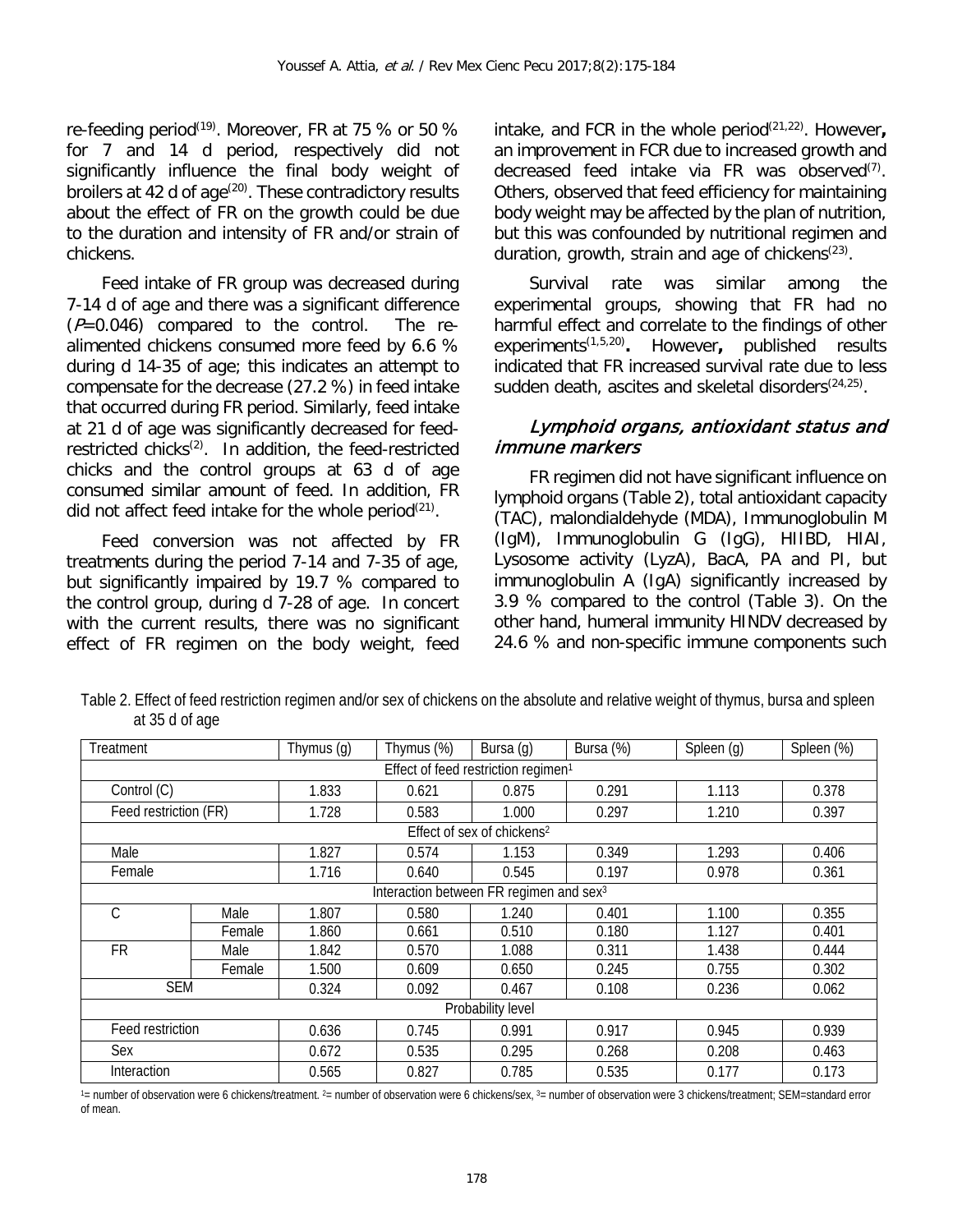re-feeding period[19]. Moreover, FR at 75 % or 50 % for 7 and 14 d period, respectively did not significantly influence the final body weight of broilers at 42 d of age[20]. These contradictory results about the effect of FR on the growth could be due to the duration and intensity of FR and/or strain of chickens.

Feed intake of FR group was decreased during 7-14 d of age and there was a significant difference ($P$=0.046) compared to the control. The re-alimented chickens consumed more feed by 6.6 % during d 14-35 of age; this indicates an attempt to compensate for the decrease (27.2 %) in feed intake that occurred during FR period. Similarly, feed intake at 21 d of age was significantly decreased for feed-restricted chicks[2]. In addition, the feed-restricted chicks and the control groups at 63 d of age consumed similar amount of feed. In addition, FR did not affect feed intake for the whole period[21].

Feed conversion was not affected by FR treatments during the period 7-14 and 7-35 of age, but significantly impaired by 19.7 % compared to the control group, during d 7-28 of age. In concert with the current results, there was no significant effect of FR regimen on the body weight, feed intake, and FCR in the whole period[21,22]. However**,** an improvement in FCR due to increased growth and decreased feed intake via FR was observed[7]. Others, observed that feed efficiency for maintaining body weight may be affected by the plan of nutrition, but this was confounded by nutritional regimen and duration, growth, strain and age of chickens[23].

Survival rate was similar among the experimental groups, showing that FR had no harmful effect and correlate to the findings of other experiments[1,5,20]**.** However**,** published results indicated that FR increased survival rate due to less sudden death, ascites and skeletal disorders[24,25].

### *Lymphoid organs, antioxidant status and immune markers*

FR regimen did not have significant influence on lymphoid organs (Table 2), total antioxidant capacity (TAC), malondialdehyde (MDA), Immunoglobulin M (IgM), Immunoglobulin G (IgG), HIIBD, HIAI, Lysosome activity (LyzA), BacA, PA and PI, but immunoglobulin A (IgA) significantly increased by 3.9 % compared to the control (Table 3). On the other hand, humeral immunity HINDV decreased by 24.6 % and non-specific immune components such

Table 2. Effect of feed restriction regimen and/or sex of chickens on the absolute and relative weight of thymus, bursa and spleen at 35 d of age

| Treatment | | Thymus (g) | Thymus (%) | Bursa (g) | Bursa (%) | Spleen (g) | Spleen (%) |
|---|---|---|---|---|---|---|---|
| Effect of feed restriction regimen[1] | | | | | | | |
| Control (C) | | 1.833 | 0.621 | 0.875 | 0.291 | 1.113 | 0.378 |
| Feed restriction (FR) | | 1.728 | 0.583 | 1.000 | 0.297 | 1.210 | 0.397 |
| Effect of sex of chickens[2] | | | | | | | |
| Male | | 1.827 | 0.574 | 1.153 | 0.349 | 1.293 | 0.406 |
| Female | | 1.716 | 0.640 | 0.545 | 0.197 | 0.978 | 0.361 |
| Interaction between FR regimen and sex[3] | | | | | | | |
| C | Male | 1.807 | 0.580 | 1.240 | 0.401 | 1.100 | 0.355 |
| | Female | 1.860 | 0.661 | 0.510 | 0.180 | 1.127 | 0.401 |
| FR | Male | 1.842 | 0.570 | 1.088 | 0.311 | 1.438 | 0.444 |
| | Female | 1.500 | 0.609 | 0.650 | 0.245 | 0.755 | 0.302 |
| SEM | | 0.324 | 0.092 | 0.467 | 0.108 | 0.236 | 0.062 |
| Probability level | | | | | | | |
| Feed restriction | | 0.636 | 0.745 | 0.991 | 0.917 | 0.945 | 0.939 |
| Sex | | 0.672 | 0.535 | 0.295 | 0.268 | 0.208 | 0.463 |
| Interaction | | 0.565 | 0.827 | 0.785 | 0.535 | 0.177 | 0.173 |

[1]= number of observation were 6 chickens/treatment. [2]= number of observation were 6 chickens/sex, [3]= number of observation were 3 chickens/treatment; SEM=standard error of mean.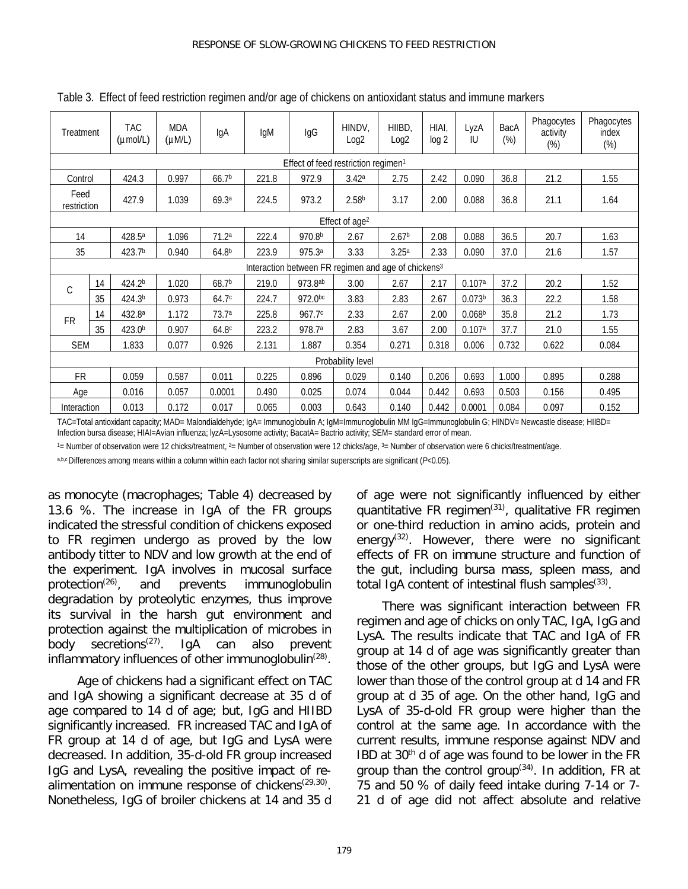Table 3. Effect of feed restriction regimen and/or age of chickens on antioxidant status and immune markers

| Treatment | | TAC (µmol/L) | MDA (µM/L) | IgA | IgM | IgG | HINDV, Log2 | HIIBD, Log2 | HIAI, log 2 | LyzA IU | BacA (%) | Phagocytes activity (%) | Phagocytes index (%) |
|---|---|---|---|---|---|---|---|---|---|---|---|---|---|
| Effect of feed restriction regimen[1] | | | | | | | | | | | | | |
| Control | | 424.3 | 0.997 | 66.7[b] | 221.8 | 972.9 | 3.42[a] | 2.75 | 2.42 | 0.090 | 36.8 | 21.2 | 1.55 |
| Feed restriction | | 427.9 | 1.039 | 69.3[a] | 224.5 | 973.2 | 2.58[b] | 3.17 | 2.00 | 0.088 | 36.8 | 21.1 | 1.64 |
| Effect of age[2] | | | | | | | | | | | | | |
| 14 | | 428.5[a] | 1.096 | 71.2[a] | 222.4 | 970.8[b] | 2.67 | 2.67[b] | 2.08 | 0.088 | 36.5 | 20.7 | 1.63 |
| 35 | | 423.7[b] | 0.940 | 64.8[b] | 223.9 | 975.3[a] | 3.33 | 3.25[a] | 2.33 | 0.090 | 37.0 | 21.6 | 1.57 |
| Interaction between FR regimen and age of chickens[3] | | | | | | | | | | | | | |
| C | 14 | 424.2[b] | 1.020 | 68.7[b] | 219.0 | 973.8[ab] | 3.00 | 2.67 | 2.17 | 0.107[a] | 37.2 | 20.2 | 1.52 |
| | 35 | 424.3[b] | 0.973 | 64.7[c] | 224.7 | 972.0[bc] | 3.83 | 2.83 | 2.67 | 0.073[b] | 36.3 | 22.2 | 1.58 |
| FR | 14 | 432.8[a] | 1.172 | 73.7[a] | 225.8 | 967.7[c] | 2.33 | 2.67 | 2.00 | 0.068[b] | 35.8 | 21.2 | 1.73 |
| | 35 | 423.0[b] | 0.907 | 64.8[c] | 223.2 | 978.7[a] | 2.83 | 3.67 | 2.00 | 0.107[a] | 37.7 | 21.0 | 1.55 |
| SEM | | 1.833 | 0.077 | 0.926 | 2.131 | 1.887 | 0.354 | 0.271 | 0.318 | 0.006 | 0.732 | 0.622 | 0.084 |
| Probability level | | | | | | | | | | | | | |
| FR | | 0.059 | 0.587 | 0.011 | 0.225 | 0.896 | 0.029 | 0.140 | 0.206 | 0.693 | 1.000 | 0.895 | 0.288 |
| Age | | 0.016 | 0.057 | 0.0001 | 0.490 | 0.025 | 0.074 | 0.044 | 0.442 | 0.693 | 0.503 | 0.156 | 0.495 |
| Interaction | | 0.013 | 0.172 | 0.017 | 0.065 | 0.003 | 0.643 | 0.140 | 0.442 | 0.0001 | 0.084 | 0.097 | 0.152 |

TAC=Total antioxidant capacity; MAD= Malondialdehyde; IgA= Immunoglobulin A; IgM=Immunoglobulin MM IgG=Immunoglobulin G; HINDV= Newcastle disease; HIIBD= Infection bursa disease; HIAI=Avian influenza; lyzA=Lysosome activity; BacatA= Bactrio activity; SEM= standard error of mean.

[1]= Number of observation were 12 chicks/treatment, [2]= Number of observation were 12 chicks/age, [3]= Number of observation were 6 chicks/treatment/age.

[a,b,c] Differences among means within a column within each factor not sharing similar superscripts are significant ($P$<0.05).

as monocyte (macrophages; Table 4) decreased by 13.6 %. The increase in IgA of the FR groups indicated the stressful condition of chickens exposed to FR regimen undergo as proved by the low antibody titter to NDV and low growth at the end of the experiment. IgA involves in mucosal surface protection[26], and prevents immunoglobulin degradation by proteolytic enzymes, thus improve its survival in the harsh gut environment and protection against the multiplication of microbes in body secretions[27]. IgA can also prevent inflammatory influences of other immunoglobulin[28].

Age of chickens had a significant effect on TAC and IgA showing a significant decrease at 35 d of age compared to 14 d of age; but, IgG and HIIBD significantly increased. FR increased TAC and IgA of FR group at 14 d of age, but IgG and LysA were decreased. In addition, 35-d-old FR group increased IgG and LysA, revealing the positive impact of re-alimentation on immune response of chickens[29,30]. Nonetheless, IgG of broiler chickens at 14 and 35 d of age were not significantly influenced by either quantitative FR regimen[31], qualitative FR regimen or one-third reduction in amino acids, protein and energy[32]. However, there were no significant effects of FR on immune structure and function of the gut, including bursa mass, spleen mass, and total IgA content of intestinal flush samples[33].

There was significant interaction between FR regimen and age of chicks on only TAC, IgA, IgG and LysA. The results indicate that TAC and IgA of FR group at 14 d of age was significantly greater than those of the other groups, but IgG and LysA were lower than those of the control group at d 14 and FR group at d 35 of age. On the other hand, IgG and LysA of 35-d-old FR group were higher than the control at the same age. In accordance with the current results, immune response against NDV and IBD at 30th d of age was found to be lower in the FR group than the control group[34]. In addition, FR at 75 and 50 % of daily feed intake during 7-14 or 7-21 d of age did not affect absolute and relative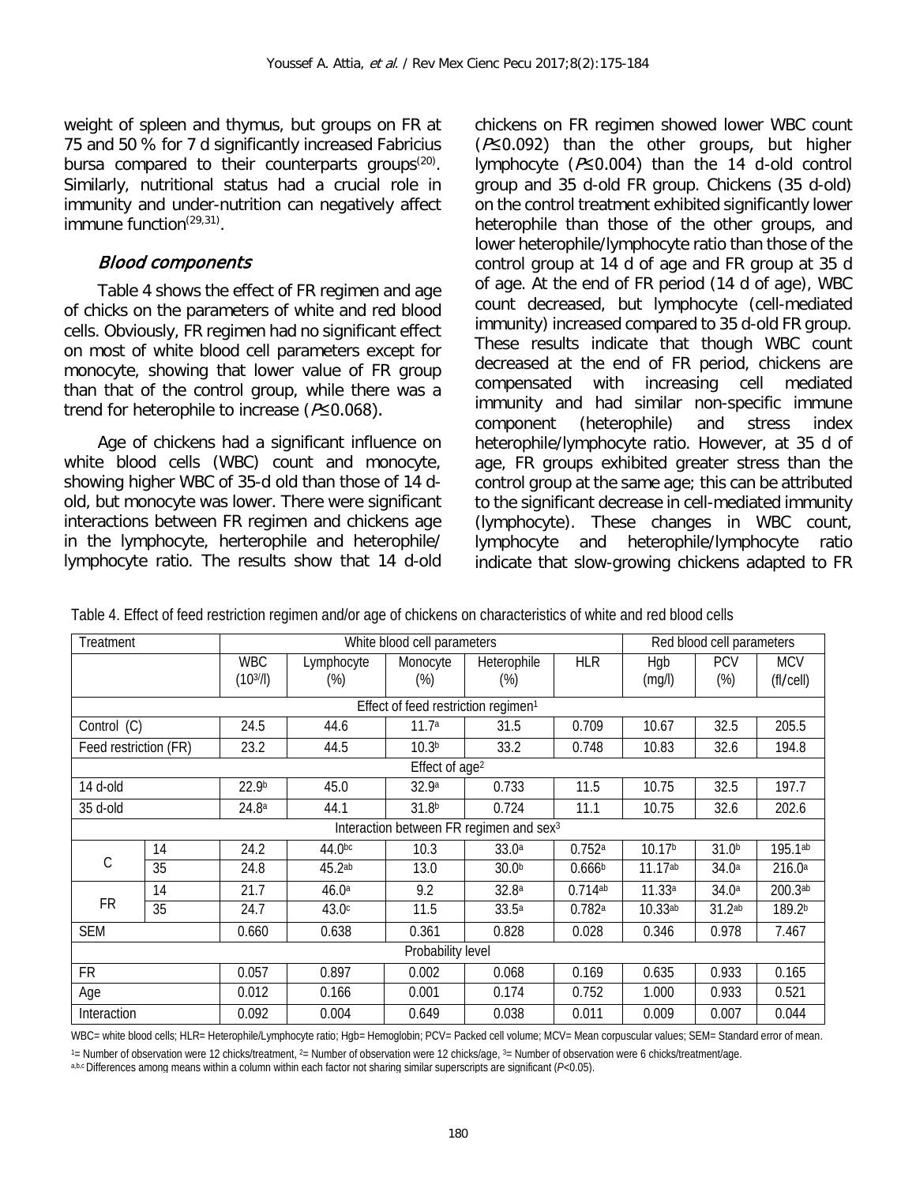weight of spleen and thymus, but groups on FR at 75 and 50 % for 7 d significantly increased Fabricius bursa compared to their counterparts groups[20]. Similarly, nutritional status had a crucial role in immunity and under-nutrition can negatively affect immune function[29,31].

### *Blood components*

Table 4 shows the effect of FR regimen and age of chicks on the parameters of white and red blood cells. Obviously, FR regimen had no significant effect on most of white blood cell parameters except for monocyte, showing that lower value of FR group than that of the control group, while there was a trend for heterophile to increase ($P \leq 0.068$).

Age of chickens had a significant influence on white blood cells (WBC) count and monocyte, showing higher WBC of 35-d old than those of 14 d-old, but monocyte was lower. There were significant interactions between FR regimen and chickens age in the lymphocyte, herterophile and heterophile/lymphocyte ratio. The results show that 14 d-old chickens on FR regimen showed lower WBC count ($P \leq 0.092$) than the other groups, but higher lymphocyte ($P \leq 0.004$) than the 14 d-old control group and 35 d-old FR group. Chickens (35 d-old) on the control treatment exhibited significantly lower heterophile than those of the other groups, and lower heterophile/lymphocyte ratio than those of the control group at 14 d of age and FR group at 35 d of age. At the end of FR period (14 d of age), WBC count decreased, but lymphocyte (cell-mediated immunity) increased compared to 35 d-old FR group. These results indicate that though WBC count decreased at the end of FR period, chickens are compensated with increasing cell mediated immunity and had similar non-specific immune component (heterophile) and stress index heterophile/lymphocyte ratio. However, at 35 d of age, FR groups exhibited greater stress than the control group at the same age; this can be attributed to the significant decrease in cell-mediated immunity (lymphocyte). These changes in WBC count, lymphocyte and heterophile/lymphocyte ratio indicate that slow-growing chickens adapted to FR

Table 4. Effect of feed restriction regimen and/or age of chickens on characteristics of white and red blood cells

| Treatment | | White blood cell parameters | | | | | Red blood cell parameters | | |
|---|---|---|---|---|---|---|---|---|---|
| | | WBC ($10^3$/l) | Lymphocyte (%) | Monocyte (%) | Heterophile (%) | HLR | Hgb (mg/l) | PCV (%) | MCV (fl/cell) |
| Effect of feed restriction regimen[1] | | | | | | | | | |
| Control (C) | | 24.5 | 44.6 | 11.7[a] | 31.5 | 0.709 | 10.67 | 32.5 | 205.5 |
| Feed restriction (FR) | | 23.2 | 44.5 | 10.3[b] | 33.2 | 0.748 | 10.83 | 32.6 | 194.8 |
| Effect of age[2] | | | | | | | | | |
| 14 d-old | | 22.9[b] | 45.0 | 32.9[a] | 0.733 | 11.5 | 10.75 | 32.5 | 197.7 |
| 35 d-old | | 24.8[a] | 44.1 | 31.8[b] | 0.724 | 11.1 | 10.75 | 32.6 | 202.6 |
| Interaction between FR regimen and sex[3] | | | | | | | | | |
| C | 14 | 24.2 | 44.0[bc] | 10.3 | 33.0[a] | 0.752[a] | 10.17[b] | 31.0[b] | 195.1[ab] |
| | 35 | 24.8 | 45.2[ab] | 13.0 | 30.0[b] | 0.666[b] | 11.17[ab] | 34.0[a] | 216.0[a] |
| FR | 14 | 21.7 | 46.0[a] | 9.2 | 32.8[a] | 0.714[ab] | 11.33[a] | 34.0[a] | 200.3[ab] |
| | 35 | 24.7 | 43.0[c] | 11.5 | 33.5[a] | 0.782[a] | 10.33[ab] | 31.2[ab] | 189.2[b] |
| SEM | | 0.660 | 0.638 | 0.361 | 0.828 | 0.028 | 0.346 | 0.978 | 7.467 |
| Probability level | | | | | | | | | |
| FR | | 0.057 | 0.897 | 0.002 | 0.068 | 0.169 | 0.635 | 0.933 | 0.165 |
| Age | | 0.012 | 0.166 | 0.001 | 0.174 | 0.752 | 1.000 | 0.933 | 0.521 |
| Interaction | | 0.092 | 0.004 | 0.649 | 0.038 | 0.011 | 0.009 | 0.007 | 0.044 |

WBC= white blood cells; HLR= Heterophile/Lymphocyte ratio; Hgb= Hemoglobin; PCV= Packed cell volume; MCV= Mean corpuscular values; SEM= Standard error of mean.

[1]= Number of observation were 12 chicks/treatment, [2]= Number of observation were 12 chicks/age, [3]= Number of observation were 6 chicks/treatment/age.

[a,b,c] Differences among means within a column within each factor not sharing similar superscripts are significant ($P<0.05$).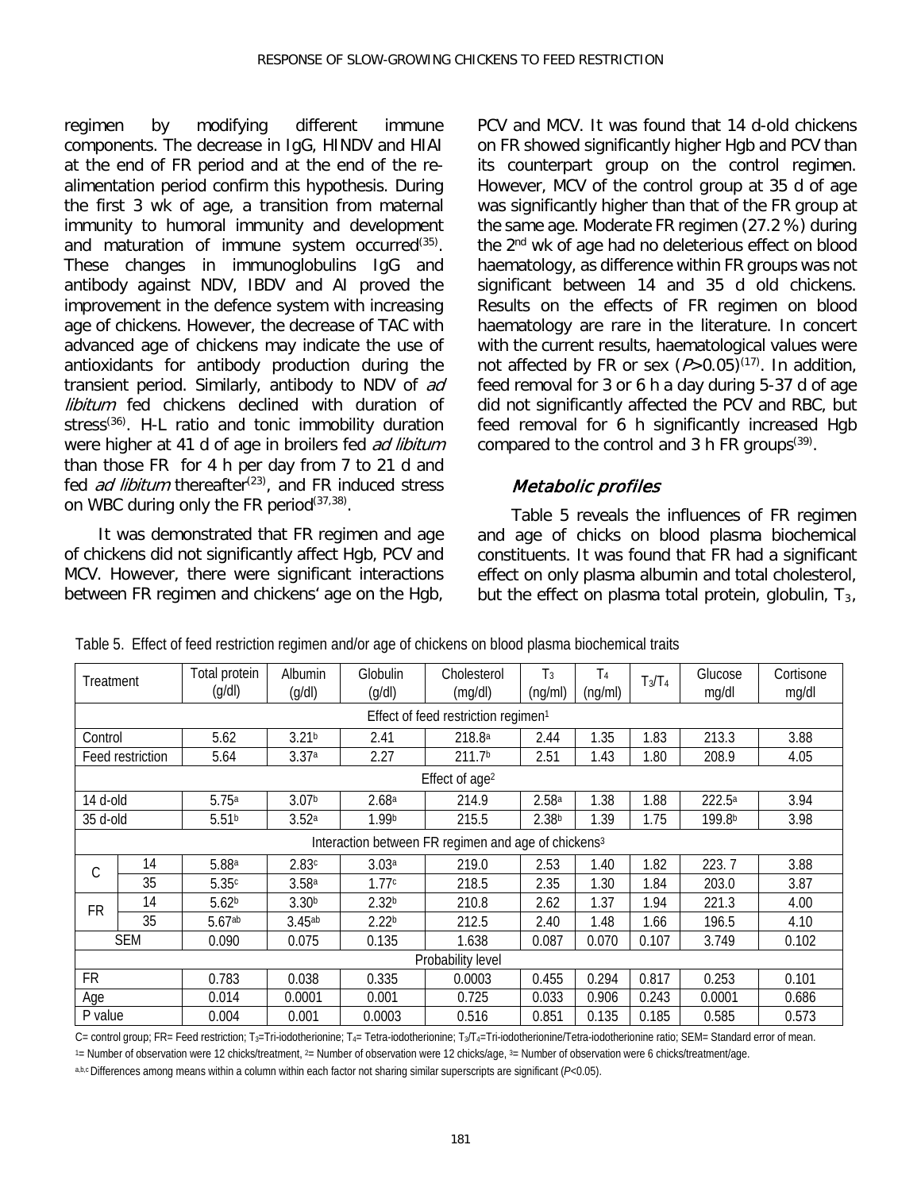regimen by modifying different immune components. The decrease in IgG, HINDV and HIAI at the end of FR period and at the end of the re-alimentation period confirm this hypothesis. During the first 3 wk of age, a transition from maternal immunity to humoral immunity and development and maturation of immune system occurred[35]. These changes in immunoglobulins IgG and antibody against NDV, IBDV and AI proved the improvement in the defence system with increasing age of chickens. However, the decrease of TAC with advanced age of chickens may indicate the use of antioxidants for antibody production during the transient period. Similarly, antibody to NDV of *ad libitum* fed chickens declined with duration of stress[36]. H-L ratio and tonic immobility duration were higher at 41 d of age in broilers fed *ad libitum* than those FR for 4 h per day from 7 to 21 d and fed *ad libitum* thereafter[23], and FR induced stress on WBC during only the FR period[37,38].

It was demonstrated that FR regimen and age of chickens did not significantly affect Hgb, PCV and MCV. However, there were significant interactions between FR regimen and chickens' age on the Hgb, PCV and MCV. It was found that 14 d-old chickens on FR showed significantly higher Hgb and PCV than its counterpart group on the control regimen. However, MCV of the control group at 35 d of age was significantly higher than that of the FR group at the same age. Moderate FR regimen (27.2 %) during the 2nd wk of age had no deleterious effect on blood haematology, as difference within FR groups was not significant between 14 and 35 d old chickens. Results on the effects of FR regimen on blood haematology are rare in the literature. In concert with the current results, haematological values were not affected by FR or sex ($P$>0.05)[17]. In addition, feed removal for 3 or 6 h a day during 5-37 d of age did not significantly affected the PCV and RBC, but feed removal for 6 h significantly increased Hgb compared to the control and 3 h FR groups[39].

### *Metabolic profiles*

Table 5 reveals the influences of FR regimen and age of chicks on blood plasma biochemical constituents. It was found that FR had a significant effect on only plasma albumin and total cholesterol, but the effect on plasma total protein, globulin, $T_3$,

Table 5. Effect of feed restriction regimen and/or age of chickens on blood plasma biochemical traits

| Treatment | | Total protein (g/dl) | Albumin (g/dl) | Globulin (g/dl) | Cholesterol (mg/dl) | $T_3$ (ng/ml) | $T_4$ (ng/ml) | $T_3/T_4$ | Glucose mg/dl | Cortisone mg/dl |
|---|---|---|---|---|---|---|---|---|---|---|
| Effect of feed restriction regimen[1] | | | | | | | | | | |
| Control | | 5.62 | 3.21[b] | 2.41 | 218.8[a] | 2.44 | 1.35 | 1.83 | 213.3 | 3.88 |
| Feed restriction | | 5.64 | 3.37[a] | 2.27 | 211.7[b] | 2.51 | 1.43 | 1.80 | 208.9 | 4.05 |
| Effect of age[2] | | | | | | | | | | |
| 14 d-old | | 5.75[a] | 3.07[b] | 2.68[a] | 214.9 | 2.58[a] | 1.38 | 1.88 | 222.5[a] | 3.94 |
| 35 d-old | | 5.51[b] | 3.52[a] | 1.99[b] | 215.5 | 2.38[b] | 1.39 | 1.75 | 199.8[b] | 3.98 |
| Interaction between FR regimen and age of chickens[3] | | | | | | | | | | |
| C | 14 | 5.88[a] | 2.83[c] | 3.03[a] | 219.0 | 2.53 | 1.40 | 1.82 | 223. 7 | 3.88 |
| | 35 | 5.35[c] | 3.58[a] | 1.77[c] | 218.5 | 2.35 | 1.30 | 1.84 | 203.0 | 3.87 |
| FR | 14 | 5.62[b] | 3.30[b] | 2.32[b] | 210.8 | 2.62 | 1.37 | 1.94 | 221.3 | 4.00 |
| | 35 | 5.67[ab] | 3.45[ab] | 2.22[b] | 212.5 | 2.40 | 1.48 | 1.66 | 196.5 | 4.10 |
| SEM | | 0.090 | 0.075 | 0.135 | 1.638 | 0.087 | 0.070 | 0.107 | 3.749 | 0.102 |
| Probability level | | | | | | | | | | |
| FR | | 0.783 | 0.038 | 0.335 | 0.0003 | 0.455 | 0.294 | 0.817 | 0.253 | 0.101 |
| Age | | 0.014 | 0.0001 | 0.001 | 0.725 | 0.033 | 0.906 | 0.243 | 0.0001 | 0.686 |
| P value | | 0.004 | 0.001 | 0.0003 | 0.516 | 0.851 | 0.135 | 0.185 | 0.585 | 0.573 |

C= control group; FR= Feed restriction; $T_3$=Tri-iodotherionine; $T_4$= Tetra-iodotherionine; $T_3/T_4$=Tri-iodotherionine/Tetra-iodotherionine ratio; SEM= Standard error of mean.

[1]= Number of observation were 12 chicks/treatment, [2]= Number of observation were 12 chicks/age, [3]= Number of observation were 6 chicks/treatment/age.

[a,b,c] Differences among means within a column within each factor not sharing similar superscripts are significant ($P$<0.05).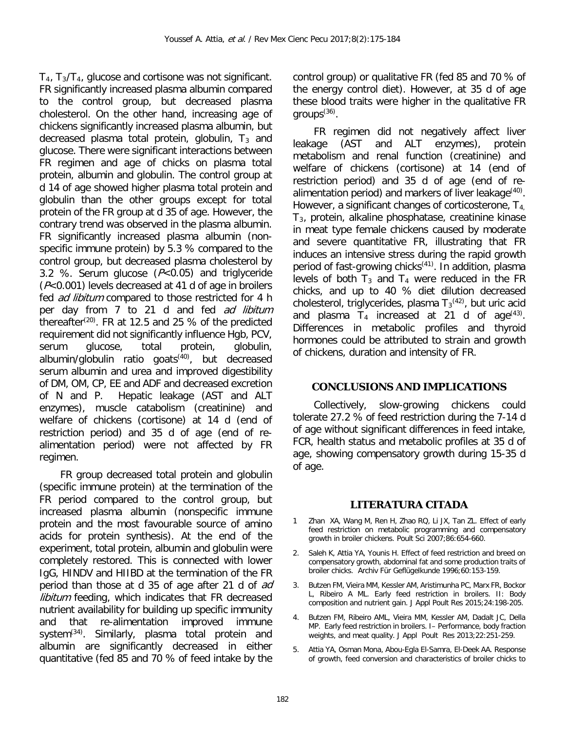$T_4$, $T_3/T_4$, glucose and cortisone was not significant. FR significantly increased plasma albumin compared to the control group, but decreased plasma cholesterol. On the other hand, increasing age of chickens significantly increased plasma albumin, but decreased plasma total protein, globulin, $T_3$ and glucose. There were significant interactions between FR regimen and age of chicks on plasma total protein, albumin and globulin. The control group at d 14 of age showed higher plasma total protein and globulin than the other groups except for total protein of the FR group at d 35 of age. However, the contrary trend was observed in the plasma albumin. FR significantly increased plasma albumin (non-specific immune protein) by 5.3 % compared to the control group, but decreased plasma cholesterol by 3.2 %. Serum glucose ($P<0.05$) and triglyceride ($P<0.001$) levels decreased at 41 d of age in broilers fed *ad libitum* compared to those restricted for 4 h per day from 7 to 21 d and fed *ad libitum* thereafter[20]. FR at 12.5 and 25 % of the predicted requirement did not significantly influence Hgb, PCV, serum glucose, total protein, globulin, albumin/globulin ratio goats[40], but decreased serum albumin and urea and improved digestibility of DM, OM, CP, EE and ADF and decreased excretion of N and P. Hepatic leakage (AST and ALT enzymes), muscle catabolism (creatinine) and welfare of chickens (cortisone) at 14 d (end of restriction period) and 35 d of age (end of re-alimentation period) were not affected by FR regimen.

FR group decreased total protein and globulin (specific immune protein) at the termination of the FR period compared to the control group, but increased plasma albumin (nonspecific immune protein and the most favourable source of amino acids for protein synthesis). At the end of the experiment, total protein, albumin and globulin were completely restored. This is connected with lower IgG, HINDV and HIIBD at the termination of the FR period than those at d 35 of age after 21 d of *ad libitum* feeding, which indicates that FR decreased nutrient availability for building up specific immunity and that re-alimentation improved immune system[34]. Similarly, plasma total protein and albumin are significantly decreased in either quantitative (fed 85 and 70 % of feed intake by the control group) or qualitative FR (fed 85 and 70 % of the energy control diet). However, at 35 d of age these blood traits were higher in the qualitative FR groups[36].

FR regimen did not negatively affect liver leakage (AST and ALT enzymes), protein metabolism and renal function (creatinine) and welfare of chickens (cortisone) at 14 (end of restriction period) and 35 d of age (end of re-alimentation period) and markers of liver leakage[40]. However, a significant changes of corticosterone, $T_4$, $T_3$, protein, alkaline phosphatase, creatinine kinase in meat type female chickens caused by moderate and severe quantitative FR, illustrating that FR induces an intensive stress during the rapid growth period of fast-growing chicks[41]. In addition, plasma levels of both $T_3$ and $T_4$ were reduced in the FR chicks, and up to 40 % diet dilution decreased cholesterol, triglycerides, plasma $T_3$[42], but uric acid and plasma $T_4$ increased at 21 d of age[43]. Differences in metabolic profiles and thyroid hormones could be attributed to strain and growth of chickens, duration and intensity of FR.

## CONCLUSIONS AND IMPLICATIONS

Collectively, slow-growing chickens could tolerate 27.2 % of feed restriction during the 7-14 d of age without significant differences in feed intake, FCR, health status and metabolic profiles at 35 d of age, showing compensatory growth during 15-35 d of age.

## LITERATURA CITADA

1 Zhan XA, Wang M, Ren H, Zhao RQ, Li JX, Tan ZL. Effect of early feed restriction on metabolic programming and compensatory growth in broiler chickens. Poult Sci 2007;86:654-660.

2. Saleh K, Attia YA, Younis H. Effect of feed restriction and breed on compensatory growth, abdominal fat and some production traits of broiler chicks. Archiv Für Geflügelkunde 1996;60:153-159.

3. Butzen FM, Vieira MM, Kessler AM, Aristimunha PC, Marx FR, Bockor L, Ribeiro A ML. Early feed restriction in broilers. II: Body composition and nutrient gain. J Appl Poult Res 2015;24:198-205.

4. Butzen FM, Ribeiro AML, Vieira MM, Kessler AM, Dadalt JC, Della MP. Early feed restriction in broilers. I– Performance, body fraction weights, and meat quality. J Appl Poult Res 2013;22:251-259.

5. Attia YA, Osman Mona, Abou-Egla El-Samra, El-Deek AA. Response of growth, feed conversion and characteristics of broiler chicks to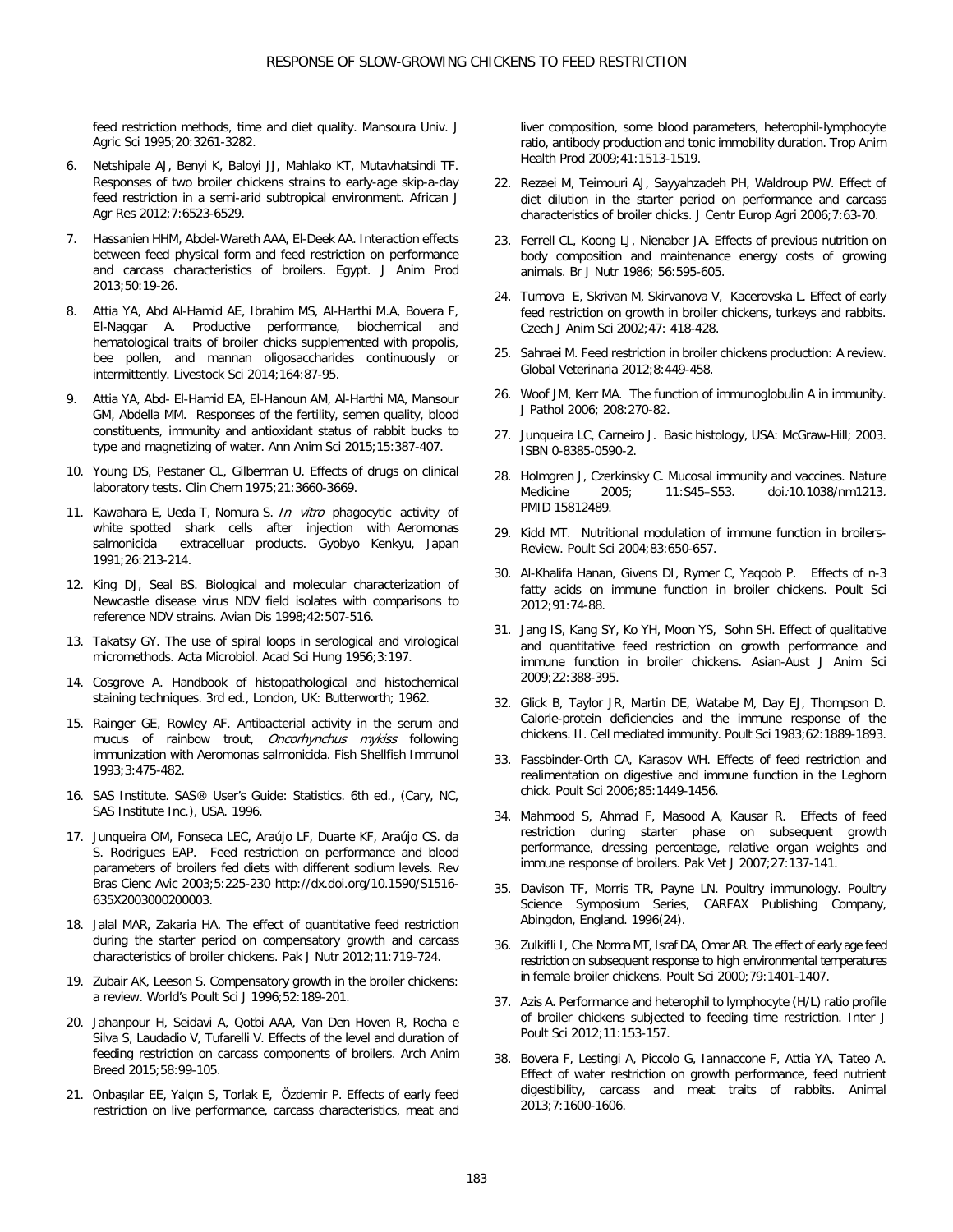feed restriction methods, time and diet quality. Mansoura Univ. J Agric Sci 1995;20:3261-3282.

6. Netshipale AJ, Benyi K, Baloyi JJ, Mahlako KT, Mutavhatsindi TF. Responses of two broiler chickens strains to early-age skip-a-day feed restriction in a semi-arid subtropical environment. African J Agr Res 2012;7:6523-6529.

7. Hassanien HHM, Abdel-Wareth AAA, El-Deek AA. Interaction effects between feed physical form and feed restriction on performance and carcass characteristics of broilers. Egypt. J Anim Prod 2013;50:19-26.

8. Attia YA, Abd Al-Hamid AE, Ibrahim MS, Al-Harthi M.A, Bovera F, El-Naggar A. Productive performance, biochemical and hematological traits of broiler chicks supplemented with propolis, bee pollen, and mannan oligosaccharides continuously or intermittently. Livestock Sci 2014;164:87-95.

9. Attia YA, Abd- El-Hamid EA, El-Hanoun AM, Al-Harthi MA, Mansour GM, Abdella MM. Responses of the fertility, semen quality, blood constituents, immunity and antioxidant status of rabbit bucks to type and magnetizing of water. Ann Anim Sci 2015;15:387-407.

10. Young DS, Pestaner CL, Gilberman U. Effects of drugs on clinical laboratory tests. Clin Chem 1975;21:3660-3669.

11. Kawahara E, Ueda T, Nomura S. *In vitro* phagocytic activity of white spotted shark cells after injection with Aeromonas salmonicida extracelluar products. Gyobyo Kenkyu, Japan 1991;26:213-214.

12. King DJ, Seal BS. Biological and molecular characterization of Newcastle disease virus NDV field isolates with comparisons to reference NDV strains. Avian Dis 1998;42:507-516.

13. Takatsy GY. The use of spiral loops in serological and virological micromethods. Acta Microbiol. Acad Sci Hung 1956;3:197.

14. Cosgrove A. Handbook of histopathological and histochemical staining techniques. 3rd ed., London, UK: Butterworth; 1962.

15. Rainger GE, Rowley AF. Antibacterial activity in the serum and mucus of rainbow trout, *Oncorhynchus mykiss* following immunization with Aeromonas salmonicida. Fish Shellfish Immunol 1993;3:475-482.

16. SAS Institute. SAS® User's Guide: Statistics. 6th ed., (Cary, NC, SAS Institute Inc.), USA. 1996.

17. Junqueira OM, Fonseca LEC, Araújo LF, Duarte KF, Araújo CS. da S. Rodrigues EAP. Feed restriction on performance and blood parameters of broilers fed diets with different sodium levels. Rev Bras Cienc Avic 2003;5:225-230 http://dx.doi.org/10.1590/S1516-635X2003000200003.

18. Jalal MAR, Zakaria HA. The effect of quantitative feed restriction during the starter period on compensatory growth and carcass characteristics of broiler chickens. Pak J Nutr 2012;11:719-724.

19. Zubair AK, Leeson S. Compensatory growth in the broiler chickens: a review. World's Poult Sci J 1996;52:189-201.

20. Jahanpour H, Seidavi A, Qotbi AAA, Van Den Hoven R, Rocha e Silva S, Laudadio V, Tufarelli V. Effects of the level and duration of feeding restriction on carcass components of broilers. Arch Anim Breed 2015;58:99-105.

21. Onbaşılar EE, Yalçın S, Torlak E, Özdemir P. Effects of early feed restriction on live performance, carcass characteristics, meat and liver composition, some blood parameters, heterophil-lymphocyte ratio, antibody production and tonic immobility duration. Trop Anim Health Prod 2009;41:1513-1519.

22. Rezaei M, Teimouri AJ, Sayyahzadeh PH, Waldroup PW. Effect of diet dilution in the starter period on performance and carcass characteristics of broiler chicks. J Centr Europ Agri 2006;7:63-70.

23. Ferrell CL, Koong LJ, Nienaber JA. Effects of previous nutrition on body composition and maintenance energy costs of growing animals. Br J Nutr 1986; 56:595-605.

24. Tumova E, Skrivan M, Skirvanova V, Kacerovska L. Effect of early feed restriction on growth in broiler chickens, turkeys and rabbits. Czech J Anim Sci 2002;47: 418-428.

25. Sahraei M. Feed restriction in broiler chickens production: A review. Global Veterinaria 2012;8:449-458.

26. Woof JM, Kerr MA. The function of immunoglobulin A in immunity. J Pathol 2006; 208:270-82.

27. Junqueira LC, Carneiro J. Basic histology, USA: McGraw-Hill; 2003. ISBN 0-8385-0590-2.

28. Holmgren J, Czerkinsky C. Mucosal immunity and vaccines. Nature Medicine 2005; 11:S45–S53. doi:10.1038/nm1213. PMID 15812489.

29. Kidd MT. Nutritional modulation of immune function in broilers-Review. Poult Sci 2004;83:650-657.

30. Al-Khalifa Hanan, Givens DI, Rymer C, Yaqoob P. Effects of n-3 fatty acids on immune function in broiler chickens. Poult Sci 2012;91:74-88.

31. Jang IS, Kang SY, Ko YH, Moon YS, Sohn SH. Effect of qualitative and quantitative feed restriction on growth performance and immune function in broiler chickens. Asian-Aust J Anim Sci 2009;22:388-395.

32. Glick B, Taylor JR, Martin DE, Watabe M, Day EJ, Thompson D. Calorie-protein deficiencies and the immune response of the chickens. II. Cell mediated immunity. Poult Sci 1983;62:1889-1893.

33. Fassbinder-Orth CA, Karasov WH. Effects of feed restriction and realimentation on digestive and immune function in the Leghorn chick. Poult Sci 2006;85:1449-1456.

34. Mahmood S, Ahmad F, Masood A, Kausar R. Effects of feed restriction during starter phase on subsequent growth performance, dressing percentage, relative organ weights and immune response of broilers. Pak Vet J 2007;27:137-141.

35. Davison TF, Morris TR, Payne LN. Poultry immunology. Poultry Science Symposium Series, CARFAX Publishing Company, Abingdon, England. 1996(24).

36. Zulkifli I, Che Norma MT, Israf DA, Omar AR. The effect of early age feed restriction on subsequent response to high environmental temperatures in female broiler chickens. Poult Sci 2000;79:1401-1407.

37. Azis A. Performance and heterophil to lymphocyte (H/L) ratio profile of broiler chickens subjected to feeding time restriction. Inter J Poult Sci 2012;11:153-157.

38. Bovera F, Lestingi A, Piccolo G, Iannaccone F, Attia YA, Tateo A. Effect of water restriction on growth performance, feed nutrient digestibility, carcass and meat traits of rabbits. Animal 2013;7:1600-1606.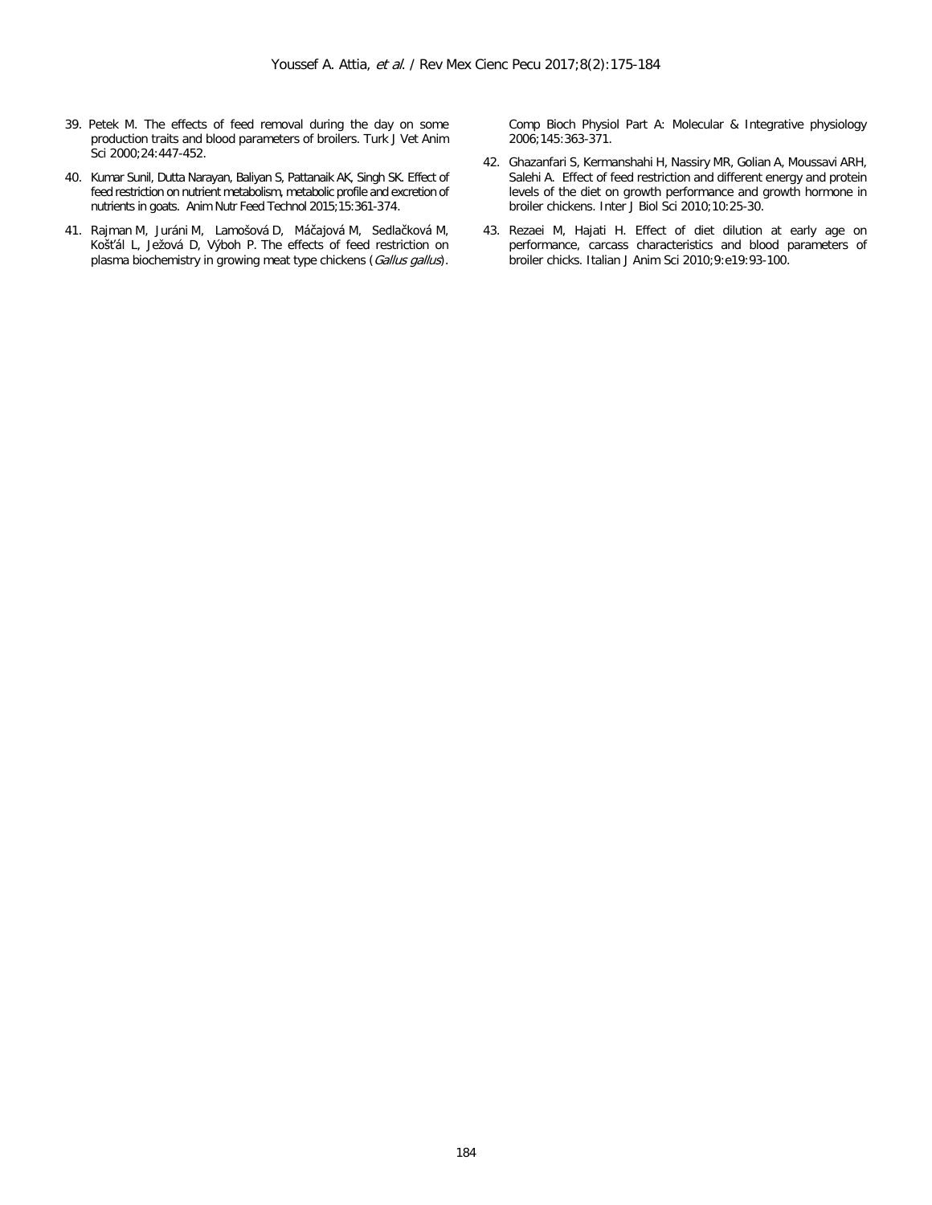39. Petek M. The effects of feed removal during the day on some production traits and blood parameters of broilers. Turk J Vet Anim Sci 2000;24:447-452.

40. Kumar Sunil, Dutta Narayan, Baliyan S, Pattanaik AK, Singh SK. Effect of feed restriction on nutrient metabolism, metabolic profile and excretion of nutrients in goats. Anim Nutr Feed Technol 2015;15:361-374.

41. Rajman M, Juráni M, Lamošová D, Máčajová M, Sedlačková M, Košťál L, Ježová D, Výboh P. The effects of feed restriction on plasma biochemistry in growing meat type chickens (*Gallus gallus*). Comp Bioch Physiol Part A: Molecular & Integrative physiology 2006;145:363-371.

42. Ghazanfari S, Kermanshahi H, Nassiry MR, Golian A, Moussavi ARH, Salehi A. Effect of feed restriction and different energy and protein levels of the diet on growth performance and growth hormone in broiler chickens. Inter J Biol Sci 2010;10:25-30.

43. Rezaei M, Hajati H. Effect of diet dilution at early age on performance, carcass characteristics and blood parameters of broiler chicks. Italian J Anim Sci 2010;9:e19:93-100.